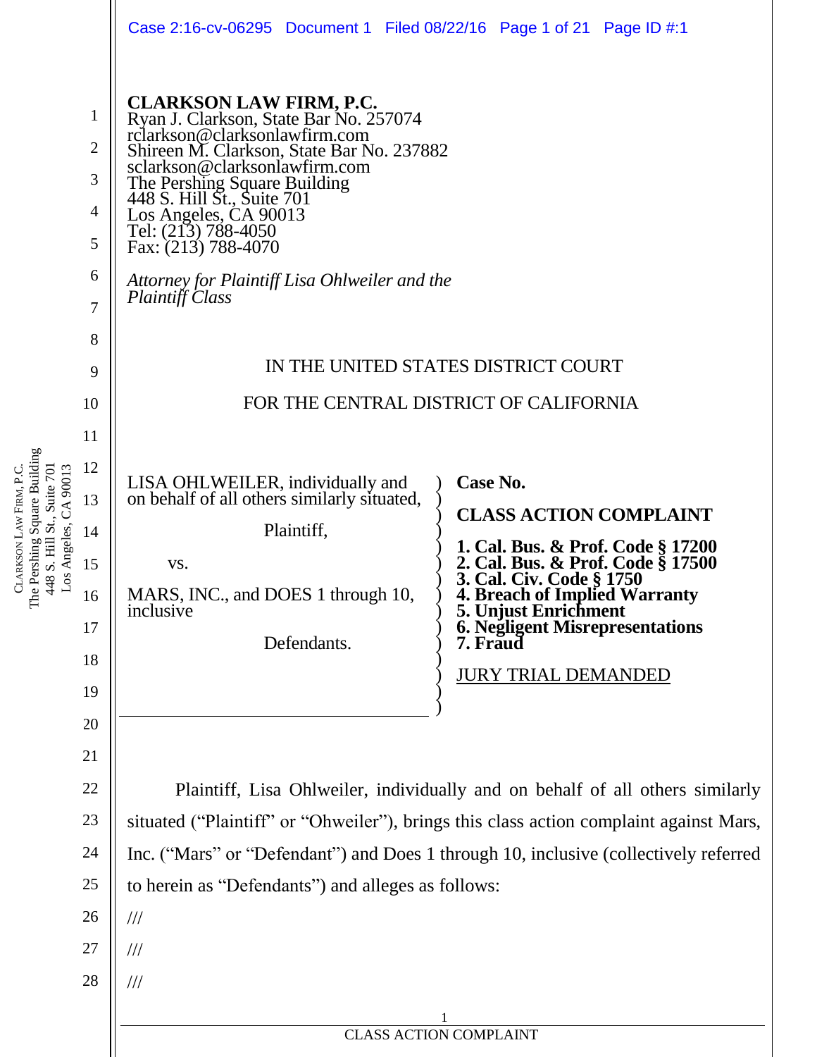**CLARKSON LAW FIRM, P.C.**
Ryan J. Clarkson, State Bar No. 257074
rclarkson@clarksonlawfirm.com
Shireen M. Clarkson, State Bar No. 237882
sclarkson@clarksonlawfirm.com
The Pershing Square Building
448 S. Hill St., Suite 701
Los Angeles, CA 90013
Tel: (213) 788-4050
Fax: (213) 788-4070

*Attorney for Plaintiff Lisa Ohlweiler and the Plaintiff Class*

IN THE UNITED STATES DISTRICT COURT

FOR THE CENTRAL DISTRICT OF CALIFORNIA

LISA OHLWEILER, individually and on behalf of all others similarly situated,

Plaintiff,

vs.

MARS, INC., and DOES 1 through 10, inclusive

Defendants.

**Case No.**

**CLASS ACTION COMPLAINT**

**1. Cal. Bus. & Prof. Code § 17200**
**2. Cal. Bus. & Prof. Code § 17500**
**3. Cal. Civ. Code § 1750**
**4. Breach of Implied Warranty**
**5. Unjust Enrichment**
**6. Negligent Misrepresentations**
**7. Fraud**

JURY TRIAL DEMANDED

Plaintiff, Lisa Ohlweiler, individually and on behalf of all others similarly situated ("Plaintiff" or "Ohweiler"), brings this class action complaint against Mars, Inc. ("Mars" or "Defendant") and Does 1 through 10, inclusive (collectively referred to herein as "Defendants") and alleges as follows:

///

///

///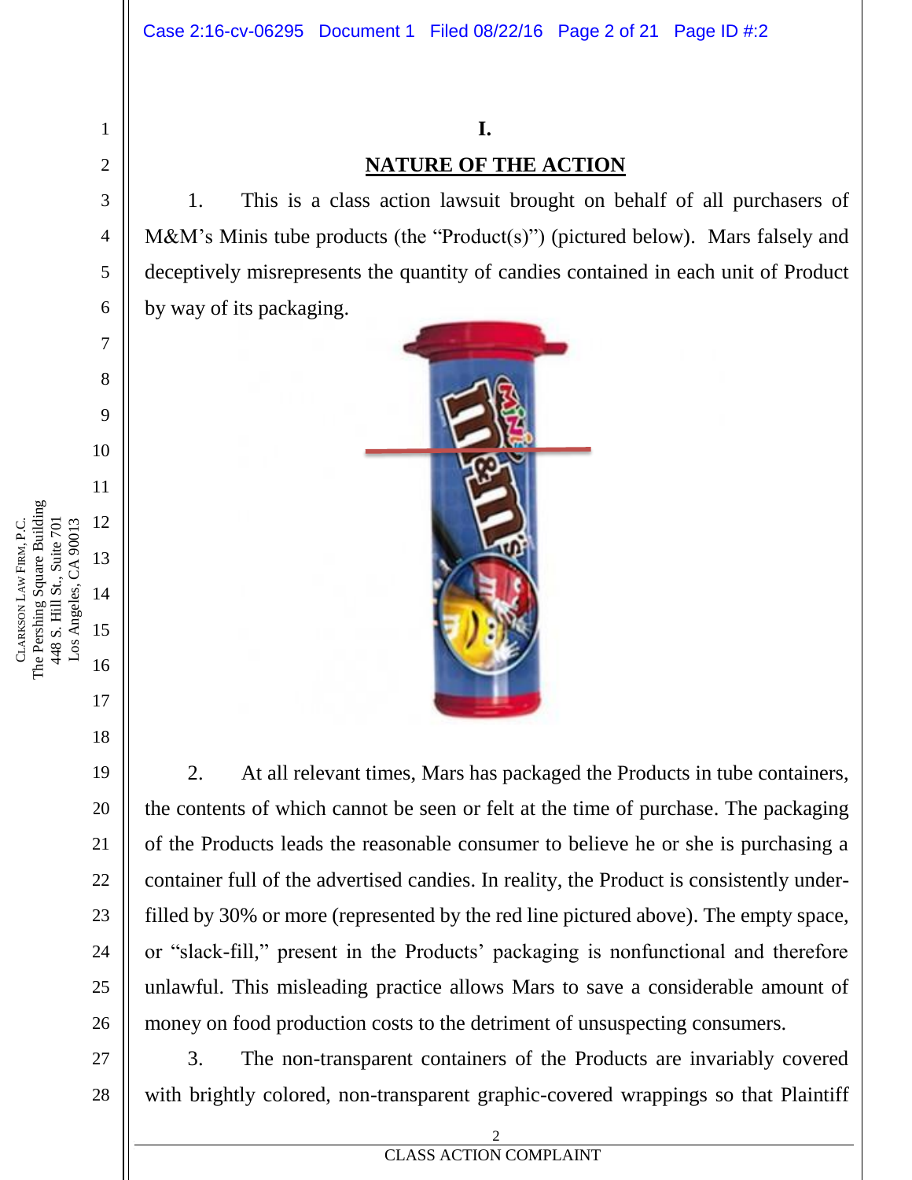# I.

## NATURE OF THE ACTION

1. This is a class action lawsuit brought on behalf of all purchasers of M&M's Minis tube products (the "Product(s)") (pictured below). Mars falsely and deceptively misrepresents the quantity of candies contained in each unit of Product by way of its packaging.

2. At all relevant times, Mars has packaged the Products in tube containers, the contents of which cannot be seen or felt at the time of purchase. The packaging of the Products leads the reasonable consumer to believe he or she is purchasing a container full of the advertised candies. In reality, the Product is consistently under-filled by 30% or more (represented by the red line pictured above). The empty space, or "slack-fill," present in the Products' packaging is nonfunctional and therefore unlawful. This misleading practice allows Mars to save a considerable amount of money on food production costs to the detriment of unsuspecting consumers.

3. The non-transparent containers of the Products are invariably covered with brightly colored, non-transparent graphic-covered wrappings so that Plaintiff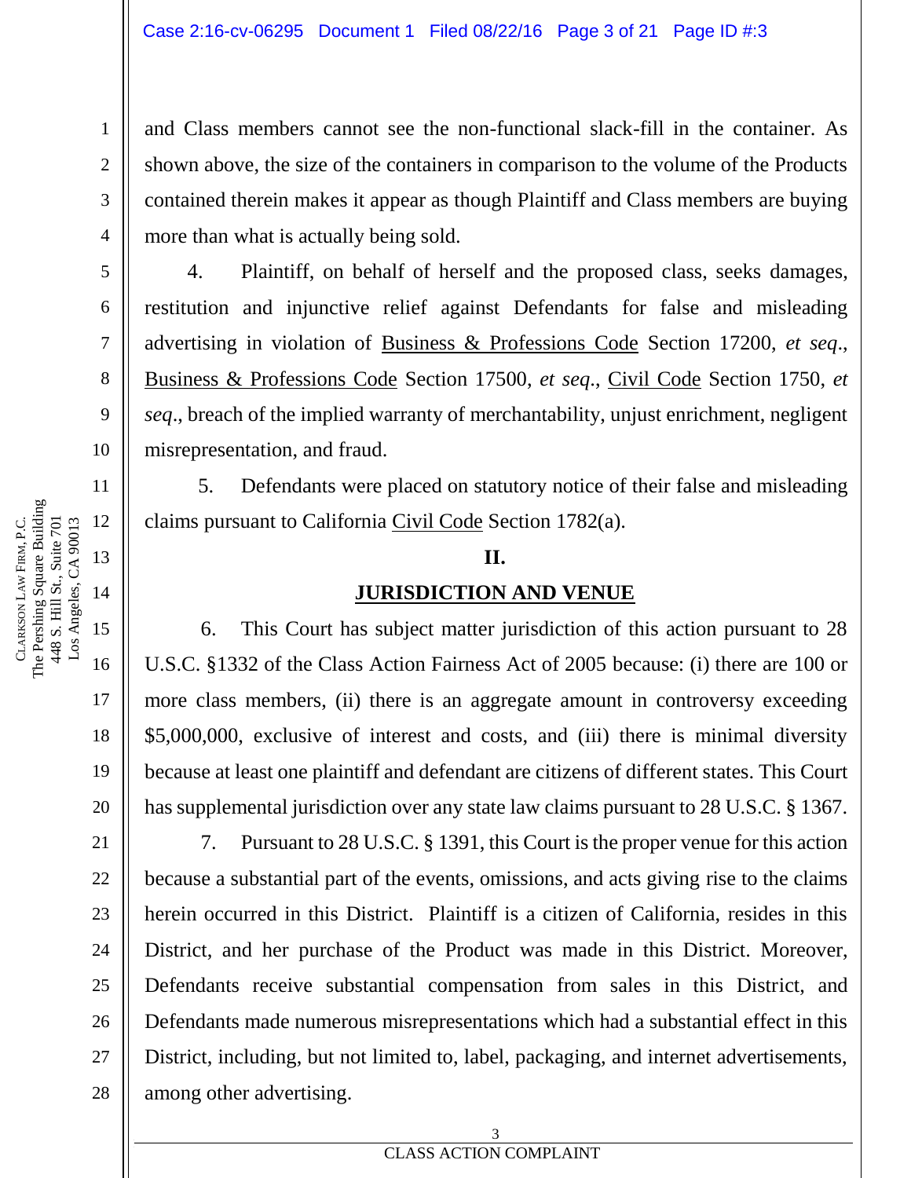and Class members cannot see the non-functional slack-fill in the container. As shown above, the size of the containers in comparison to the volume of the Products contained therein makes it appear as though Plaintiff and Class members are buying more than what is actually being sold.

4. Plaintiff, on behalf of herself and the proposed class, seeks damages, restitution and injunctive relief against Defendants for false and misleading advertising in violation of Business & Professions Code Section 17200, *et seq*., Business & Professions Code Section 17500, *et seq*., Civil Code Section 1750, *et seq*., breach of the implied warranty of merchantability, unjust enrichment, negligent misrepresentation, and fraud.

5. Defendants were placed on statutory notice of their false and misleading claims pursuant to California Civil Code Section 1782(a).

## II.

## JURISDICTION AND VENUE

6. This Court has subject matter jurisdiction of this action pursuant to 28 U.S.C. §1332 of the Class Action Fairness Act of 2005 because: (i) there are 100 or more class members, (ii) there is an aggregate amount in controversy exceeding $5,000,000, exclusive of interest and costs, and (iii) there is minimal diversity because at least one plaintiff and defendant are citizens of different states. This Court has supplemental jurisdiction over any state law claims pursuant to 28 U.S.C. § 1367.

7. Pursuant to 28 U.S.C. § 1391, this Court is the proper venue for this action because a substantial part of the events, omissions, and acts giving rise to the claims herein occurred in this District. Plaintiff is a citizen of California, resides in this District, and her purchase of the Product was made in this District. Moreover, Defendants receive substantial compensation from sales in this District, and Defendants made numerous misrepresentations which had a substantial effect in this District, including, but not limited to, label, packaging, and internet advertisements, among other advertising.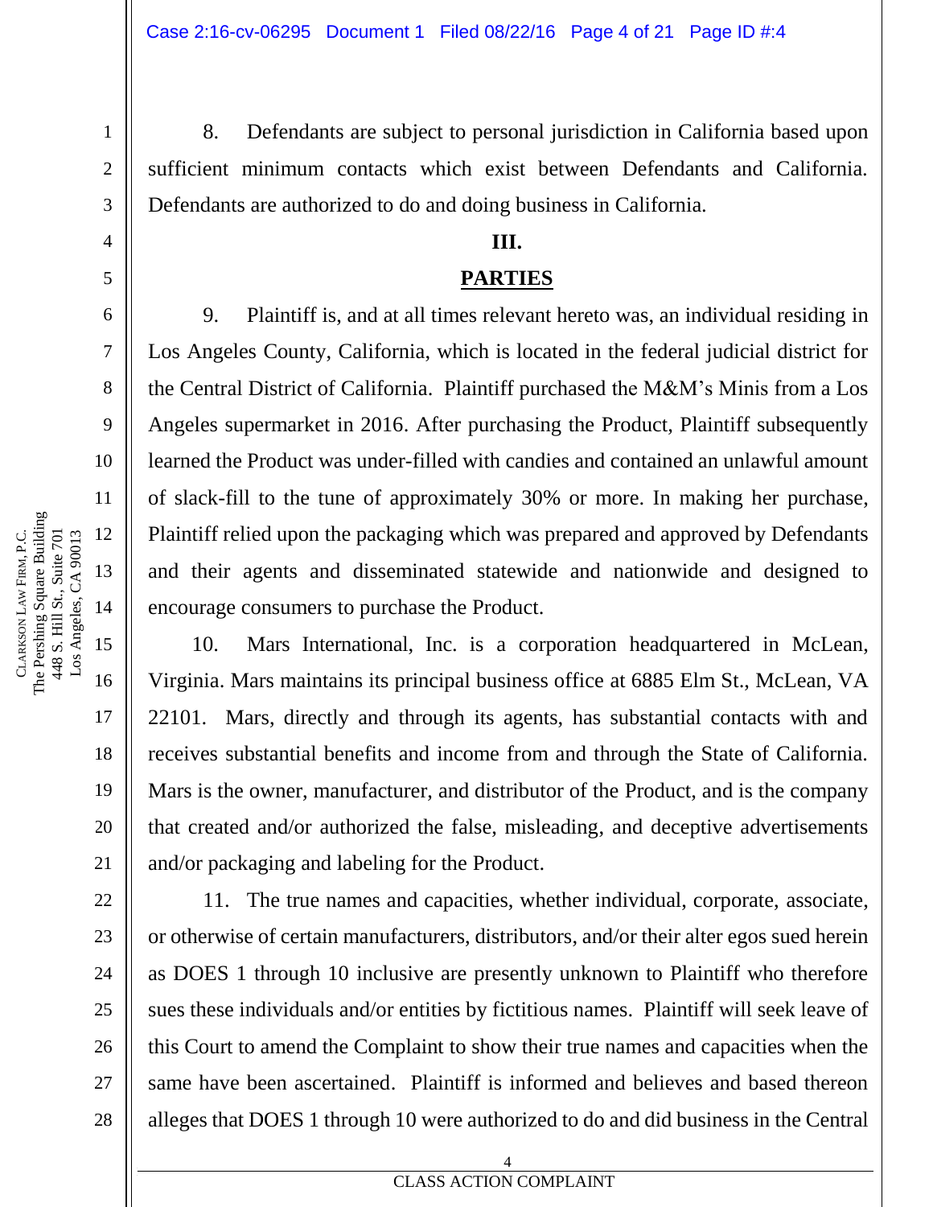8. Defendants are subject to personal jurisdiction in California based upon sufficient minimum contacts which exist between Defendants and California. Defendants are authorized to do and doing business in California.

## III.

## PARTIES

9. Plaintiff is, and at all times relevant hereto was, an individual residing in Los Angeles County, California, which is located in the federal judicial district for the Central District of California. Plaintiff purchased the M&M's Minis from a Los Angeles supermarket in 2016. After purchasing the Product, Plaintiff subsequently learned the Product was under-filled with candies and contained an unlawful amount of slack-fill to the tune of approximately 30% or more. In making her purchase, Plaintiff relied upon the packaging which was prepared and approved by Defendants and their agents and disseminated statewide and nationwide and designed to encourage consumers to purchase the Product.

10. Mars International, Inc. is a corporation headquartered in McLean, Virginia. Mars maintains its principal business office at 6885 Elm St., McLean, VA 22101. Mars, directly and through its agents, has substantial contacts with and receives substantial benefits and income from and through the State of California. Mars is the owner, manufacturer, and distributor of the Product, and is the company that created and/or authorized the false, misleading, and deceptive advertisements and/or packaging and labeling for the Product.

11. The true names and capacities, whether individual, corporate, associate, or otherwise of certain manufacturers, distributors, and/or their alter egos sued herein as DOES 1 through 10 inclusive are presently unknown to Plaintiff who therefore sues these individuals and/or entities by fictitious names. Plaintiff will seek leave of this Court to amend the Complaint to show their true names and capacities when the same have been ascertained. Plaintiff is informed and believes and based thereon alleges that DOES 1 through 10 were authorized to do and did business in the Central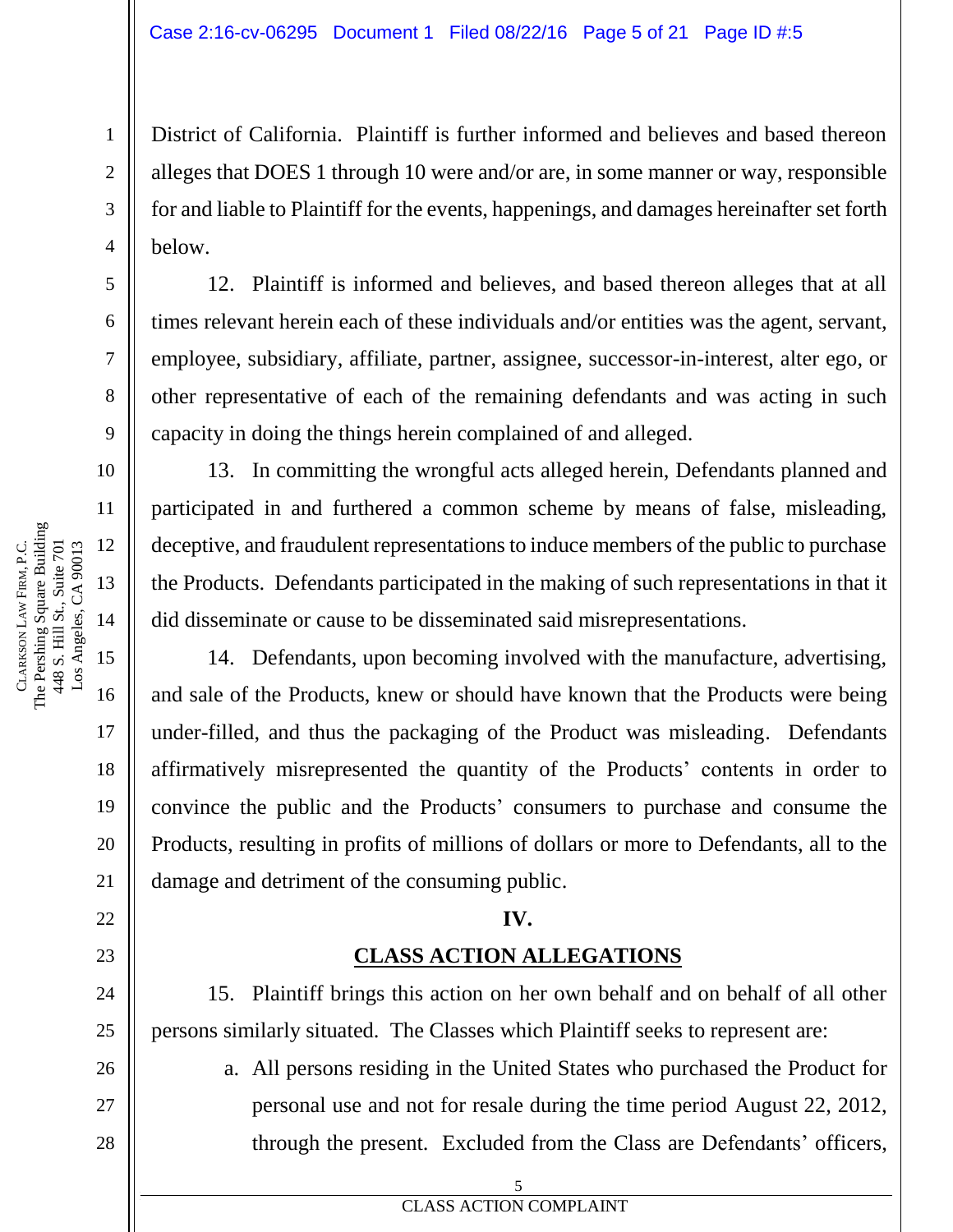District of California. Plaintiff is further informed and believes and based thereon alleges that DOES 1 through 10 were and/or are, in some manner or way, responsible for and liable to Plaintiff for the events, happenings, and damages hereinafter set forth below.

12. Plaintiff is informed and believes, and based thereon alleges that at all times relevant herein each of these individuals and/or entities was the agent, servant, employee, subsidiary, affiliate, partner, assignee, successor-in-interest, alter ego, or other representative of each of the remaining defendants and was acting in such capacity in doing the things herein complained of and alleged.

13. In committing the wrongful acts alleged herein, Defendants planned and participated in and furthered a common scheme by means of false, misleading, deceptive, and fraudulent representations to induce members of the public to purchase the Products. Defendants participated in the making of such representations in that it did disseminate or cause to be disseminated said misrepresentations.

14. Defendants, upon becoming involved with the manufacture, advertising, and sale of the Products, knew or should have known that the Products were being under-filled, and thus the packaging of the Product was misleading. Defendants affirmatively misrepresented the quantity of the Products' contents in order to convince the public and the Products' consumers to purchase and consume the Products, resulting in profits of millions of dollars or more to Defendants, all to the damage and detriment of the consuming public.

## IV.

## CLASS ACTION ALLEGATIONS

15. Plaintiff brings this action on her own behalf and on behalf of all other persons similarly situated. The Classes which Plaintiff seeks to represent are:

a. All persons residing in the United States who purchased the Product for personal use and not for resale during the time period August 22, 2012, through the present. Excluded from the Class are Defendants' officers,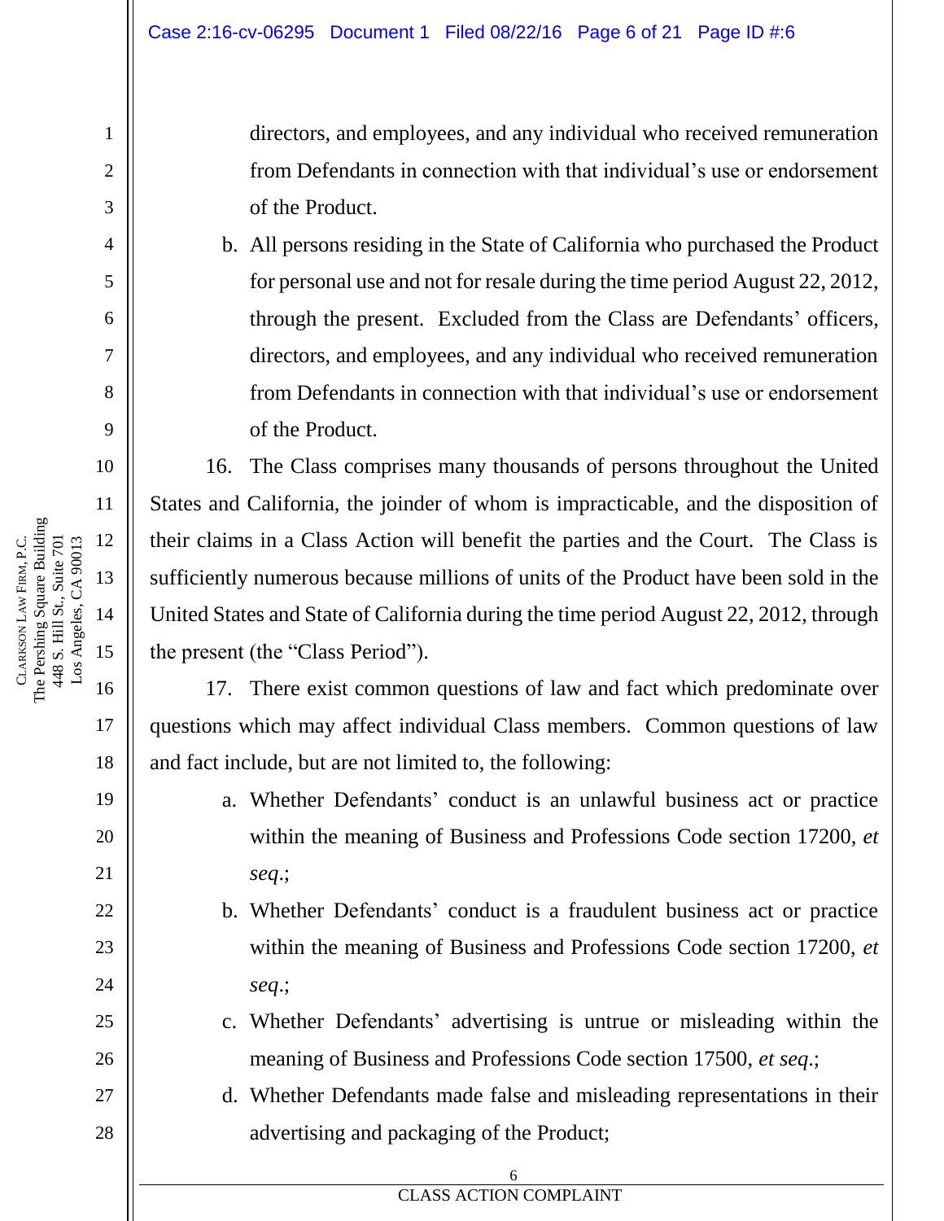directors, and employees, and any individual who received remuneration from Defendants in connection with that individual's use or endorsement of the Product.

b. All persons residing in the State of California who purchased the Product for personal use and not for resale during the time period August 22, 2012, through the present. Excluded from the Class are Defendants' officers, directors, and employees, and any individual who received remuneration from Defendants in connection with that individual's use or endorsement of the Product.

16. The Class comprises many thousands of persons throughout the United States and California, the joinder of whom is impracticable, and the disposition of their claims in a Class Action will benefit the parties and the Court. The Class is sufficiently numerous because millions of units of the Product have been sold in the United States and State of California during the time period August 22, 2012, through the present (the "Class Period").

17. There exist common questions of law and fact which predominate over questions which may affect individual Class members. Common questions of law and fact include, but are not limited to, the following:

a. Whether Defendants' conduct is an unlawful business act or practice within the meaning of Business and Professions Code section 17200, *et seq*.;

b. Whether Defendants' conduct is a fraudulent business act or practice within the meaning of Business and Professions Code section 17200, *et seq*.;

c. Whether Defendants' advertising is untrue or misleading within the meaning of Business and Professions Code section 17500, *et seq*.;

d. Whether Defendants made false and misleading representations in their advertising and packaging of the Product;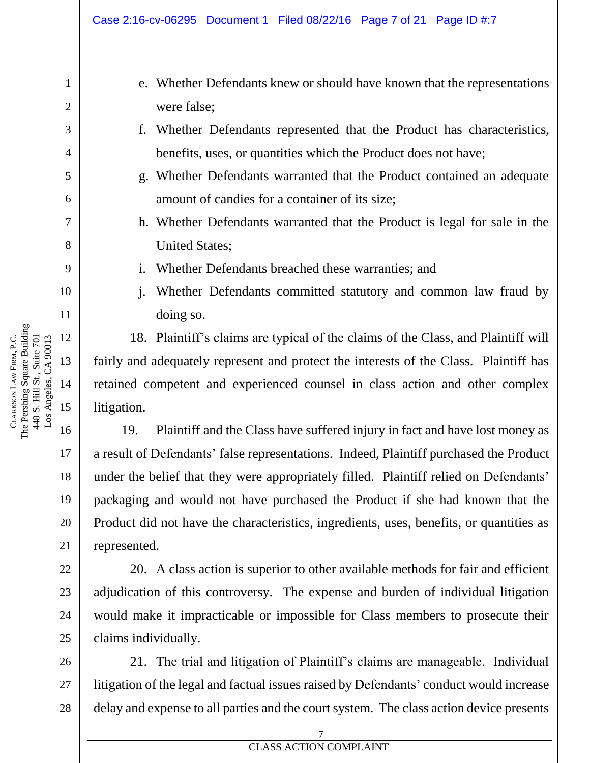e. Whether Defendants knew or should have known that the representations were false;

f. Whether Defendants represented that the Product has characteristics, benefits, uses, or quantities which the Product does not have;

g. Whether Defendants warranted that the Product contained an adequate amount of candies for a container of its size;

h. Whether Defendants warranted that the Product is legal for sale in the United States;

i. Whether Defendants breached these warranties; and

j. Whether Defendants committed statutory and common law fraud by doing so.

18. Plaintiff's claims are typical of the claims of the Class, and Plaintiff will fairly and adequately represent and protect the interests of the Class. Plaintiff has retained competent and experienced counsel in class action and other complex litigation.

19. Plaintiff and the Class have suffered injury in fact and have lost money as a result of Defendants' false representations. Indeed, Plaintiff purchased the Product under the belief that they were appropriately filled. Plaintiff relied on Defendants' packaging and would not have purchased the Product if she had known that the Product did not have the characteristics, ingredients, uses, benefits, or quantities as represented.

20. A class action is superior to other available methods for fair and efficient adjudication of this controversy. The expense and burden of individual litigation would make it impracticable or impossible for Class members to prosecute their claims individually.

21. The trial and litigation of Plaintiff's claims are manageable. Individual litigation of the legal and factual issues raised by Defendants' conduct would increase delay and expense to all parties and the court system. The class action device presents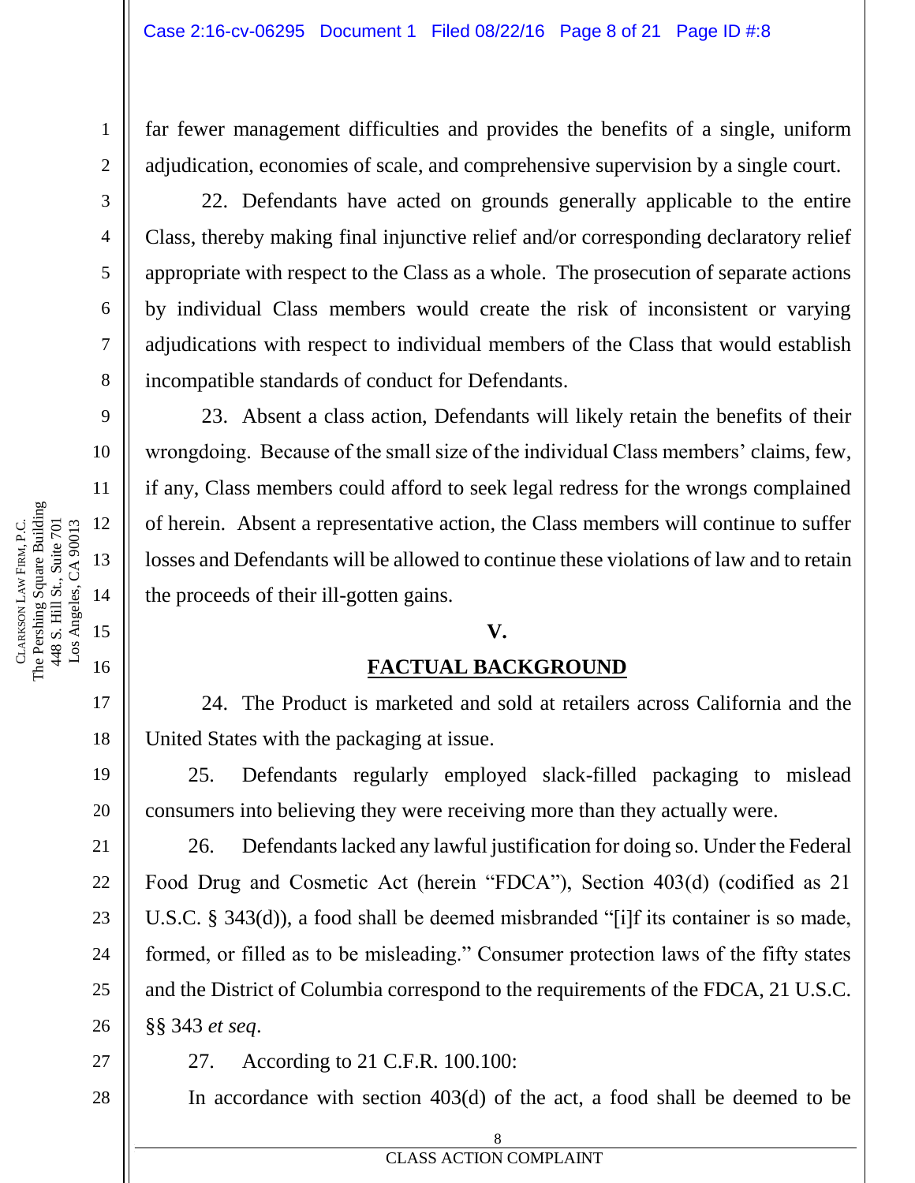far fewer management difficulties and provides the benefits of a single, uniform adjudication, economies of scale, and comprehensive supervision by a single court.

22. Defendants have acted on grounds generally applicable to the entire Class, thereby making final injunctive relief and/or corresponding declaratory relief appropriate with respect to the Class as a whole. The prosecution of separate actions by individual Class members would create the risk of inconsistent or varying adjudications with respect to individual members of the Class that would establish incompatible standards of conduct for Defendants.

23. Absent a class action, Defendants will likely retain the benefits of their wrongdoing. Because of the small size of the individual Class members' claims, few, if any, Class members could afford to seek legal redress for the wrongs complained of herein. Absent a representative action, the Class members will continue to suffer losses and Defendants will be allowed to continue these violations of law and to retain the proceeds of their ill-gotten gains.

## V.

## FACTUAL BACKGROUND

24. The Product is marketed and sold at retailers across California and the United States with the packaging at issue.

25. Defendants regularly employed slack-filled packaging to mislead consumers into believing they were receiving more than they actually were.

26. Defendants lacked any lawful justification for doing so. Under the Federal Food Drug and Cosmetic Act (herein "FDCA"), Section 403(d) (codified as 21 U.S.C. § 343(d)), a food shall be deemed misbranded "[i]f its container is so made, formed, or filled as to be misleading." Consumer protection laws of the fifty states and the District of Columbia correspond to the requirements of the FDCA, 21 U.S.C. §§ 343 *et seq*.

27. According to 21 C.F.R. 100.100:

In accordance with section 403(d) of the act, a food shall be deemed to be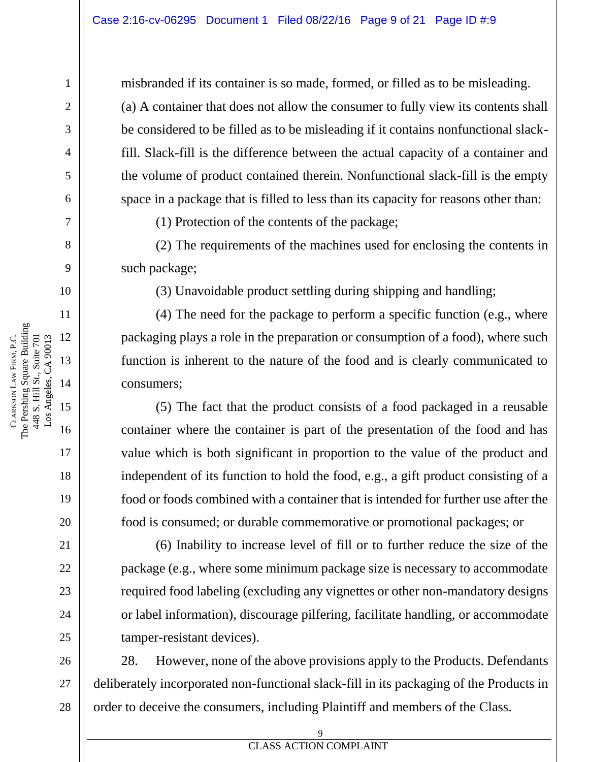misbranded if its container is so made, formed, or filled as to be misleading.

(a) A container that does not allow the consumer to fully view its contents shall be considered to be filled as to be misleading if it contains nonfunctional slack-fill. Slack-fill is the difference between the actual capacity of a container and the volume of product contained therein. Nonfunctional slack-fill is the empty space in a package that is filled to less than its capacity for reasons other than:

(1) Protection of the contents of the package;

(2) The requirements of the machines used for enclosing the contents in such package;

(3) Unavoidable product settling during shipping and handling;

(4) The need for the package to perform a specific function (e.g., where packaging plays a role in the preparation or consumption of a food), where such function is inherent to the nature of the food and is clearly communicated to consumers;

(5) The fact that the product consists of a food packaged in a reusable container where the container is part of the presentation of the food and has value which is both significant in proportion to the value of the product and independent of its function to hold the food, e.g., a gift product consisting of a food or foods combined with a container that is intended for further use after the food is consumed; or durable commemorative or promotional packages; or

(6) Inability to increase level of fill or to further reduce the size of the package (e.g., where some minimum package size is necessary to accommodate required food labeling (excluding any vignettes or other non-mandatory designs or label information), discourage pilfering, facilitate handling, or accommodate tamper-resistant devices).

28. However, none of the above provisions apply to the Products. Defendants deliberately incorporated non-functional slack-fill in its packaging of the Products in order to deceive the consumers, including Plaintiff and members of the Class.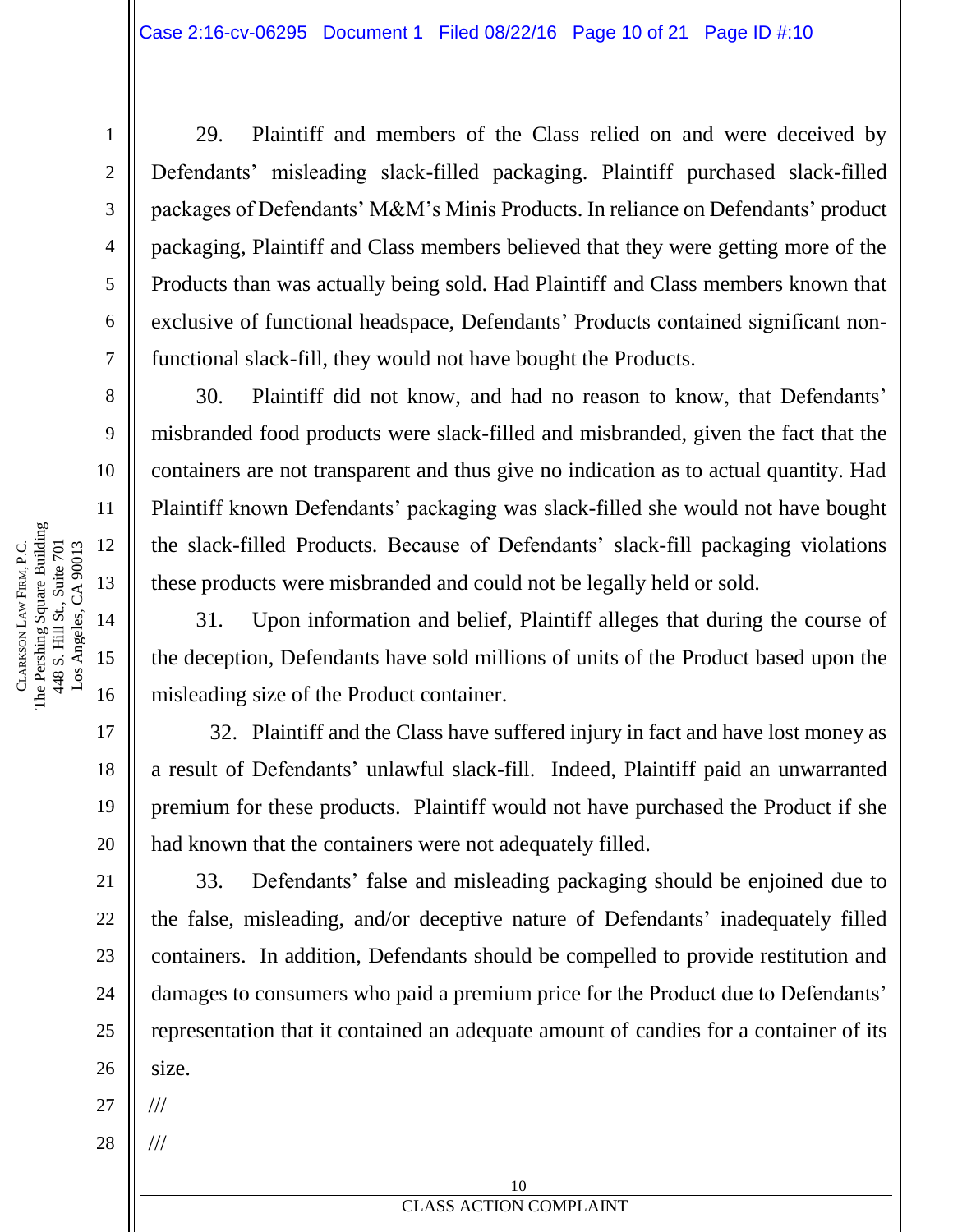29. Plaintiff and members of the Class relied on and were deceived by Defendants' misleading slack-filled packaging. Plaintiff purchased slack-filled packages of Defendants' M&M's Minis Products. In reliance on Defendants' product packaging, Plaintiff and Class members believed that they were getting more of the Products than was actually being sold. Had Plaintiff and Class members known that exclusive of functional headspace, Defendants' Products contained significant non-functional slack-fill, they would not have bought the Products.

30. Plaintiff did not know, and had no reason to know, that Defendants' misbranded food products were slack-filled and misbranded, given the fact that the containers are not transparent and thus give no indication as to actual quantity. Had Plaintiff known Defendants' packaging was slack-filled she would not have bought the slack-filled Products. Because of Defendants' slack-fill packaging violations these products were misbranded and could not be legally held or sold.

31. Upon information and belief, Plaintiff alleges that during the course of the deception, Defendants have sold millions of units of the Product based upon the misleading size of the Product container.

32. Plaintiff and the Class have suffered injury in fact and have lost money as a result of Defendants' unlawful slack-fill. Indeed, Plaintiff paid an unwarranted premium for these products. Plaintiff would not have purchased the Product if she had known that the containers were not adequately filled.

33. Defendants' false and misleading packaging should be enjoined due to the false, misleading, and/or deceptive nature of Defendants' inadequately filled containers. In addition, Defendants should be compelled to provide restitution and damages to consumers who paid a premium price for the Product due to Defendants' representation that it contained an adequate amount of candies for a container of its size.

///

///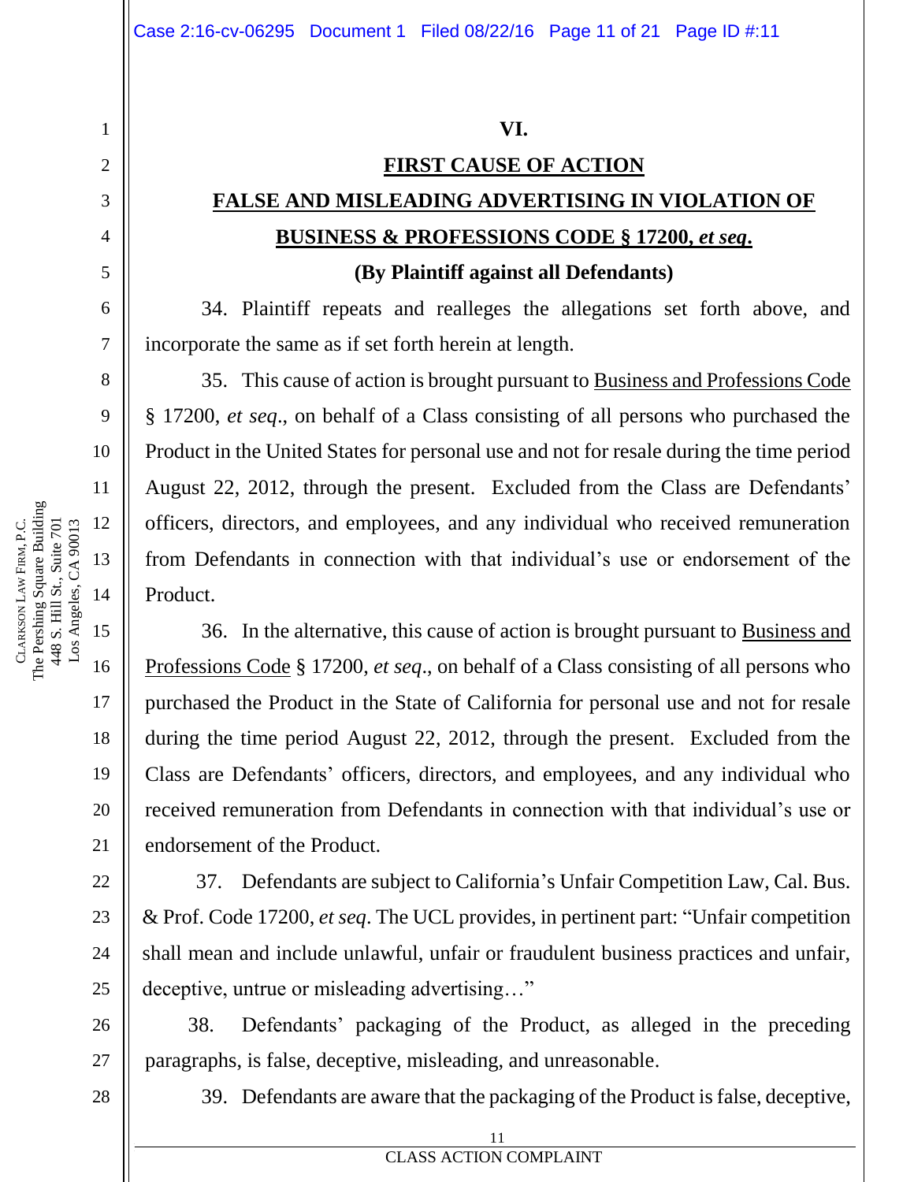**VI.**

**FIRST CAUSE OF ACTION**

**FALSE AND MISLEADING ADVERTISING IN VIOLATION OF BUSINESS & PROFESSIONS CODE § 17200, *et seq*.**

**(By Plaintiff against all Defendants)**

34. Plaintiff repeats and realleges the allegations set forth above, and incorporate the same as if set forth herein at length.

35. This cause of action is brought pursuant to Business and Professions Code § 17200, *et seq*., on behalf of a Class consisting of all persons who purchased the Product in the United States for personal use and not for resale during the time period August 22, 2012, through the present. Excluded from the Class are Defendants' officers, directors, and employees, and any individual who received remuneration from Defendants in connection with that individual's use or endorsement of the Product.

36. In the alternative, this cause of action is brought pursuant to Business and Professions Code § 17200, *et seq*., on behalf of a Class consisting of all persons who purchased the Product in the State of California for personal use and not for resale during the time period August 22, 2012, through the present. Excluded from the Class are Defendants' officers, directors, and employees, and any individual who received remuneration from Defendants in connection with that individual's use or endorsement of the Product.

37. Defendants are subject to California's Unfair Competition Law, Cal. Bus. & Prof. Code 17200, *et seq*. The UCL provides, in pertinent part: "Unfair competition shall mean and include unlawful, unfair or fraudulent business practices and unfair, deceptive, untrue or misleading advertising…"

38. Defendants' packaging of the Product, as alleged in the preceding paragraphs, is false, deceptive, misleading, and unreasonable.

39. Defendants are aware that the packaging of the Product is false, deceptive,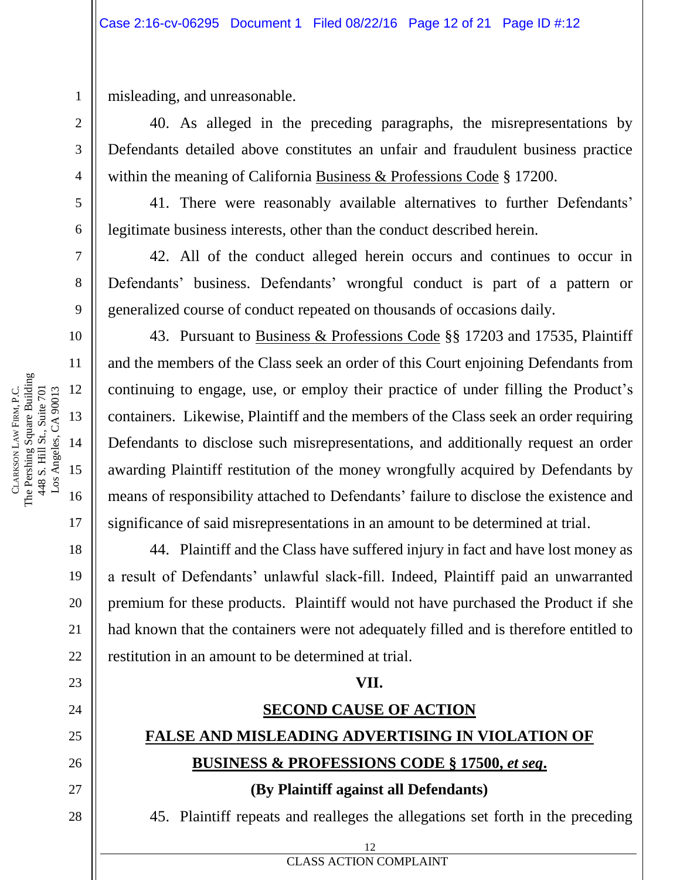misleading, and unreasonable.

40. As alleged in the preceding paragraphs, the misrepresentations by Defendants detailed above constitutes an unfair and fraudulent business practice within the meaning of California Business & Professions Code § 17200.

41. There were reasonably available alternatives to further Defendants' legitimate business interests, other than the conduct described herein.

42. All of the conduct alleged herein occurs and continues to occur in Defendants' business. Defendants' wrongful conduct is part of a pattern or generalized course of conduct repeated on thousands of occasions daily.

43. Pursuant to Business & Professions Code §§ 17203 and 17535, Plaintiff and the members of the Class seek an order of this Court enjoining Defendants from continuing to engage, use, or employ their practice of under filling the Product's containers. Likewise, Plaintiff and the members of the Class seek an order requiring Defendants to disclose such misrepresentations, and additionally request an order awarding Plaintiff restitution of the money wrongfully acquired by Defendants by means of responsibility attached to Defendants' failure to disclose the existence and significance of said misrepresentations in an amount to be determined at trial.

44. Plaintiff and the Class have suffered injury in fact and have lost money as a result of Defendants' unlawful slack-fill. Indeed, Plaintiff paid an unwarranted premium for these products. Plaintiff would not have purchased the Product if she had known that the containers were not adequately filled and is therefore entitled to restitution in an amount to be determined at trial.

## VII.

## SECOND CAUSE OF ACTION

## FALSE AND MISLEADING ADVERTISING IN VIOLATION OF BUSINESS & PROFESSIONS CODE § 17500, *et seq*.

**(By Plaintiff against all Defendants)**

45. Plaintiff repeats and realleges the allegations set forth in the preceding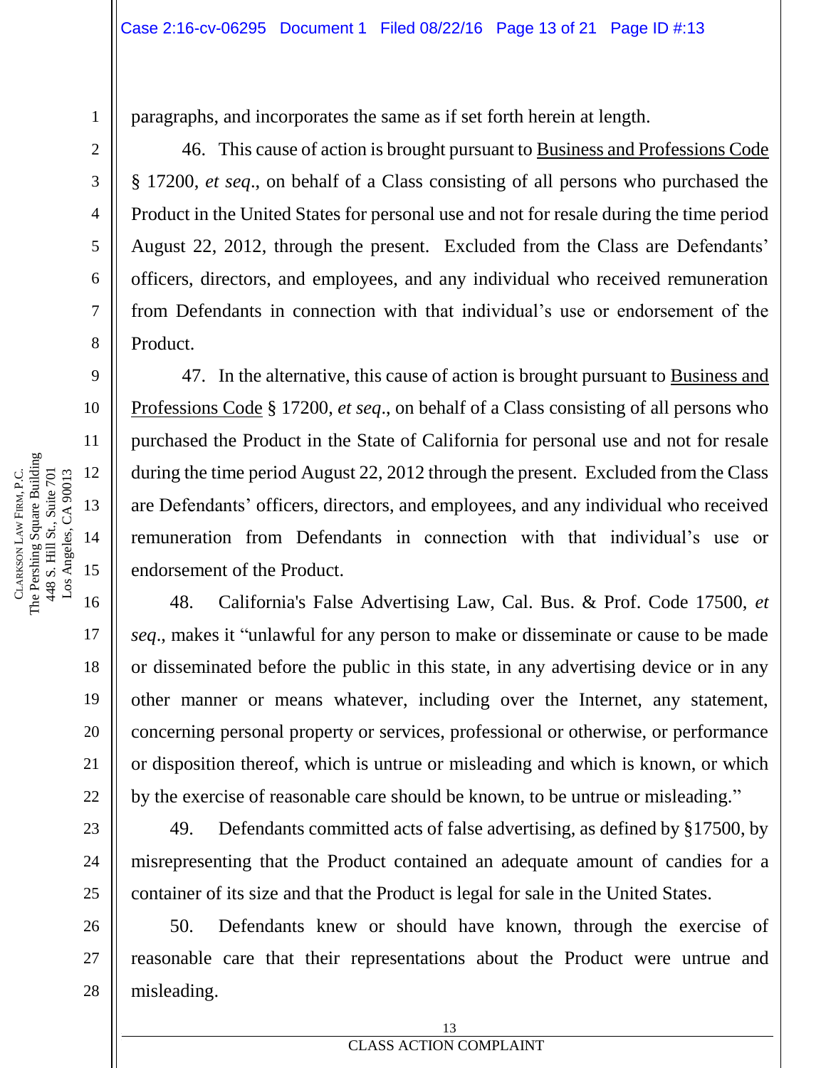paragraphs, and incorporates the same as if set forth herein at length.

46. This cause of action is brought pursuant to Business and Professions Code § 17200, *et seq*., on behalf of a Class consisting of all persons who purchased the Product in the United States for personal use and not for resale during the time period August 22, 2012, through the present. Excluded from the Class are Defendants' officers, directors, and employees, and any individual who received remuneration from Defendants in connection with that individual's use or endorsement of the Product.

47. In the alternative, this cause of action is brought pursuant to Business and Professions Code § 17200, *et seq*., on behalf of a Class consisting of all persons who purchased the Product in the State of California for personal use and not for resale during the time period August 22, 2012 through the present. Excluded from the Class are Defendants' officers, directors, and employees, and any individual who received remuneration from Defendants in connection with that individual's use or endorsement of the Product.

48. California's False Advertising Law, Cal. Bus. & Prof. Code 17500, *et seq*., makes it "unlawful for any person to make or disseminate or cause to be made or disseminated before the public in this state, in any advertising device or in any other manner or means whatever, including over the Internet, any statement, concerning personal property or services, professional or otherwise, or performance or disposition thereof, which is untrue or misleading and which is known, or which by the exercise of reasonable care should be known, to be untrue or misleading."

49. Defendants committed acts of false advertising, as defined by §17500, by misrepresenting that the Product contained an adequate amount of candies for a container of its size and that the Product is legal for sale in the United States.

50. Defendants knew or should have known, through the exercise of reasonable care that their representations about the Product were untrue and misleading.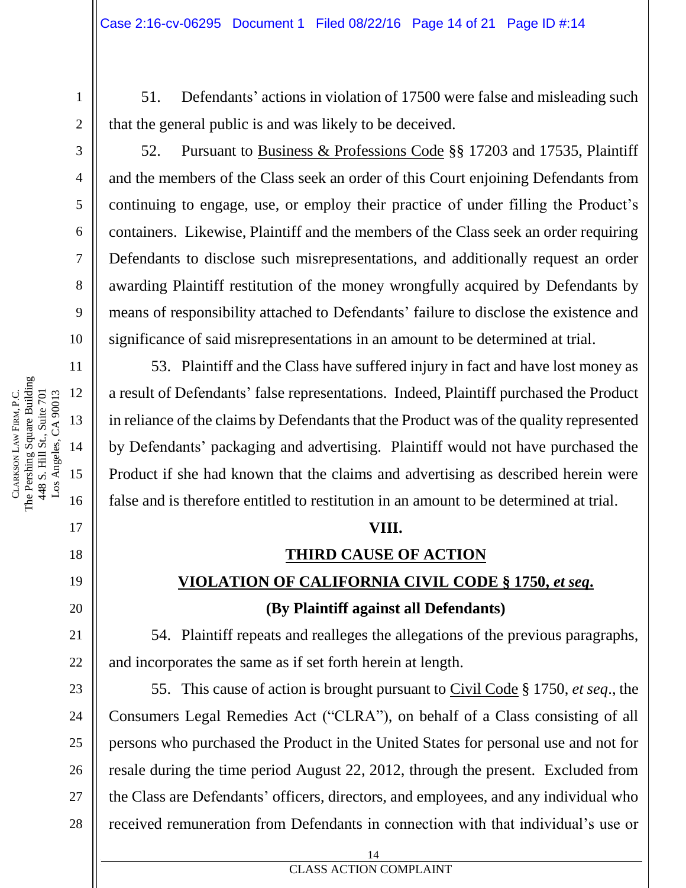51. Defendants' actions in violation of 17500 were false and misleading such that the general public is and was likely to be deceived.

52. Pursuant to Business & Professions Code §§ 17203 and 17535, Plaintiff and the members of the Class seek an order of this Court enjoining Defendants from continuing to engage, use, or employ their practice of under filling the Product's containers. Likewise, Plaintiff and the members of the Class seek an order requiring Defendants to disclose such misrepresentations, and additionally request an order awarding Plaintiff restitution of the money wrongfully acquired by Defendants by means of responsibility attached to Defendants' failure to disclose the existence and significance of said misrepresentations in an amount to be determined at trial.

53. Plaintiff and the Class have suffered injury in fact and have lost money as a result of Defendants' false representations. Indeed, Plaintiff purchased the Product in reliance of the claims by Defendants that the Product was of the quality represented by Defendants' packaging and advertising. Plaintiff would not have purchased the Product if she had known that the claims and advertising as described herein were false and is therefore entitled to restitution in an amount to be determined at trial.

## VIII.

## THIRD CAUSE OF ACTION

## VIOLATION OF CALIFORNIA CIVIL CODE § 1750, *et seq*.

**(By Plaintiff against all Defendants)**

54. Plaintiff repeats and realleges the allegations of the previous paragraphs, and incorporates the same as if set forth herein at length.

55. This cause of action is brought pursuant to Civil Code § 1750, *et seq*., the Consumers Legal Remedies Act ("CLRA"), on behalf of a Class consisting of all persons who purchased the Product in the United States for personal use and not for resale during the time period August 22, 2012, through the present. Excluded from the Class are Defendants' officers, directors, and employees, and any individual who received remuneration from Defendants in connection with that individual's use or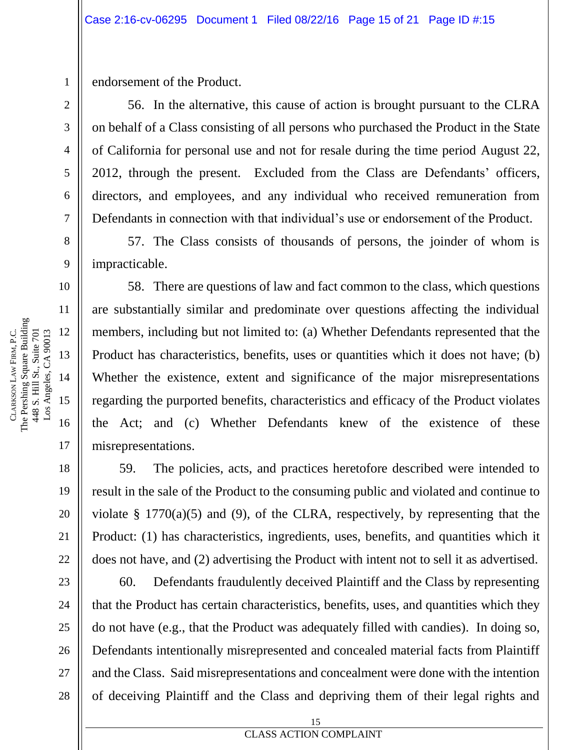endorsement of the Product.

56. In the alternative, this cause of action is brought pursuant to the CLRA on behalf of a Class consisting of all persons who purchased the Product in the State of California for personal use and not for resale during the time period August 22, 2012, through the present. Excluded from the Class are Defendants' officers, directors, and employees, and any individual who received remuneration from Defendants in connection with that individual's use or endorsement of the Product.

57. The Class consists of thousands of persons, the joinder of whom is impracticable.

58. There are questions of law and fact common to the class, which questions are substantially similar and predominate over questions affecting the individual members, including but not limited to: (a) Whether Defendants represented that the Product has characteristics, benefits, uses or quantities which it does not have; (b) Whether the existence, extent and significance of the major misrepresentations regarding the purported benefits, characteristics and efficacy of the Product violates the Act; and (c) Whether Defendants knew of the existence of these misrepresentations.

59. The policies, acts, and practices heretofore described were intended to result in the sale of the Product to the consuming public and violated and continue to violate § 1770(a)(5) and (9), of the CLRA, respectively, by representing that the Product: (1) has characteristics, ingredients, uses, benefits, and quantities which it does not have, and (2) advertising the Product with intent not to sell it as advertised.

60. Defendants fraudulently deceived Plaintiff and the Class by representing that the Product has certain characteristics, benefits, uses, and quantities which they do not have (e.g., that the Product was adequately filled with candies). In doing so, Defendants intentionally misrepresented and concealed material facts from Plaintiff and the Class. Said misrepresentations and concealment were done with the intention of deceiving Plaintiff and the Class and depriving them of their legal rights and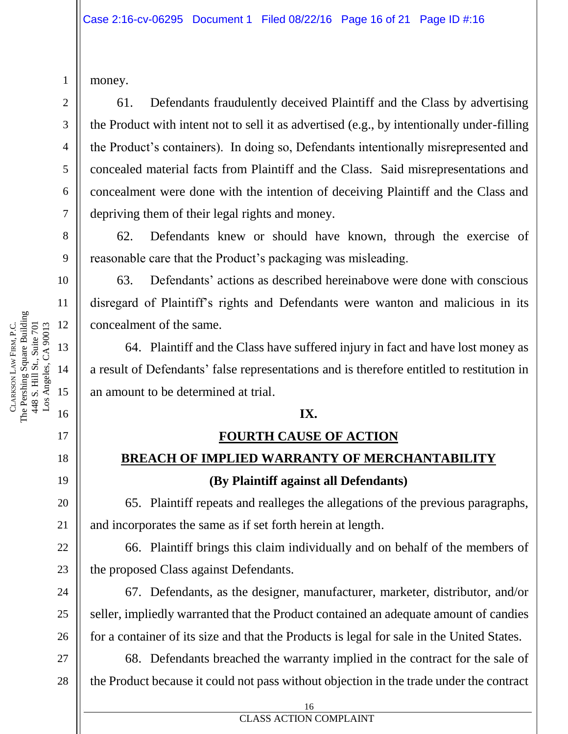money.

61. Defendants fraudulently deceived Plaintiff and the Class by advertising the Product with intent not to sell it as advertised (e.g., by intentionally under-filling the Product's containers). In doing so, Defendants intentionally misrepresented and concealed material facts from Plaintiff and the Class. Said misrepresentations and concealment were done with the intention of deceiving Plaintiff and the Class and depriving them of their legal rights and money.

62. Defendants knew or should have known, through the exercise of reasonable care that the Product's packaging was misleading.

63. Defendants' actions as described hereinabove were done with conscious disregard of Plaintiff's rights and Defendants were wanton and malicious in its concealment of the same.

64. Plaintiff and the Class have suffered injury in fact and have lost money as a result of Defendants' false representations and is therefore entitled to restitution in an amount to be determined at trial.

**IX.**

**FOURTH CAUSE OF ACTION**

**BREACH OF IMPLIED WARRANTY OF MERCHANTABILITY**

**(By Plaintiff against all Defendants)**

65. Plaintiff repeats and realleges the allegations of the previous paragraphs, and incorporates the same as if set forth herein at length.

66. Plaintiff brings this claim individually and on behalf of the members of the proposed Class against Defendants.

67. Defendants, as the designer, manufacturer, marketer, distributor, and/or seller, impliedly warranted that the Product contained an adequate amount of candies for a container of its size and that the Products is legal for sale in the United States.

68. Defendants breached the warranty implied in the contract for the sale of the Product because it could not pass without objection in the trade under the contract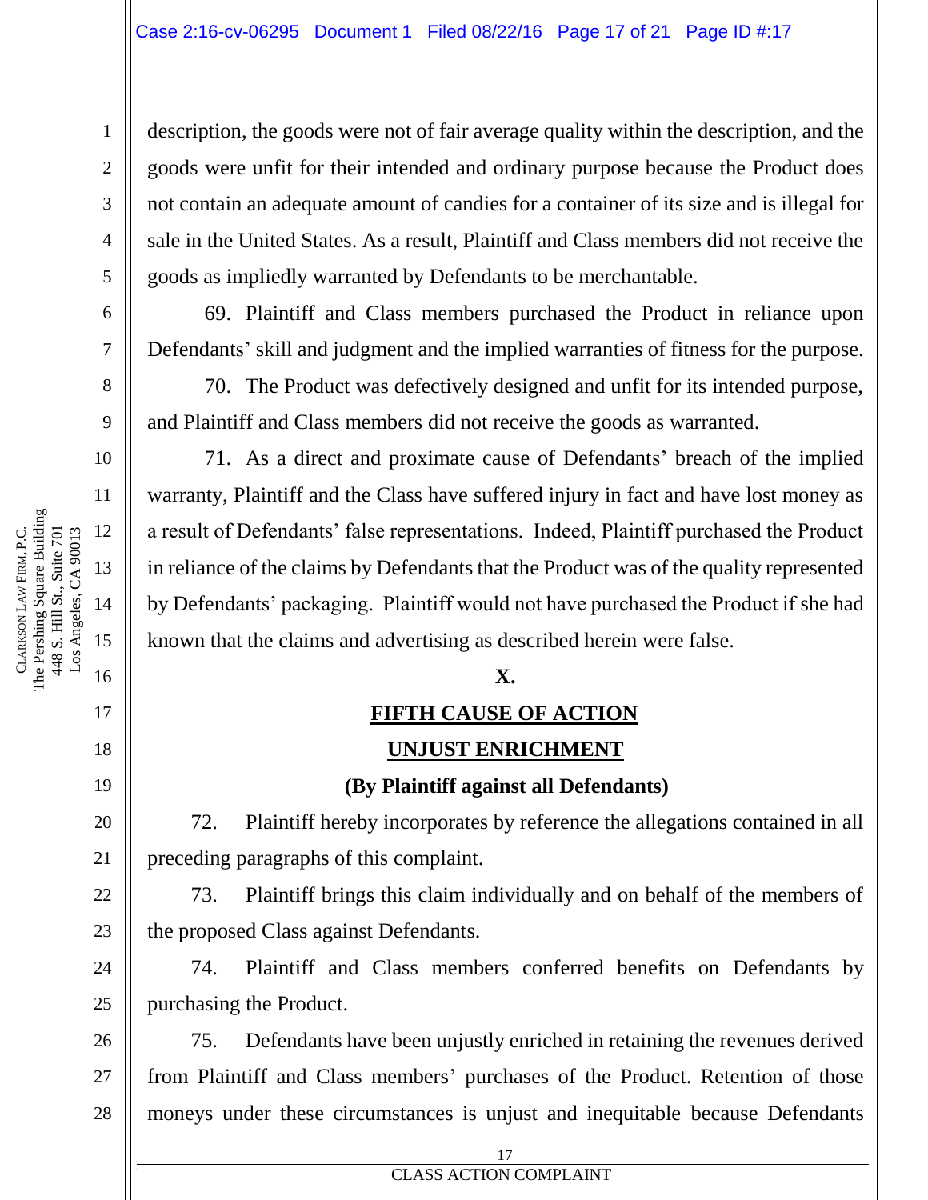description, the goods were not of fair average quality within the description, and the goods were unfit for their intended and ordinary purpose because the Product does not contain an adequate amount of candies for a container of its size and is illegal for sale in the United States. As a result, Plaintiff and Class members did not receive the goods as impliedly warranted by Defendants to be merchantable.

69. Plaintiff and Class members purchased the Product in reliance upon Defendants' skill and judgment and the implied warranties of fitness for the purpose.

70. The Product was defectively designed and unfit for its intended purpose, and Plaintiff and Class members did not receive the goods as warranted.

71. As a direct and proximate cause of Defendants' breach of the implied warranty, Plaintiff and the Class have suffered injury in fact and have lost money as a result of Defendants' false representations. Indeed, Plaintiff purchased the Product in reliance of the claims by Defendants that the Product was of the quality represented by Defendants' packaging. Plaintiff would not have purchased the Product if she had known that the claims and advertising as described herein were false.

## X.

## FIFTH CAUSE OF ACTION

## UNJUST ENRICHMENT

**(By Plaintiff against all Defendants)**

72. Plaintiff hereby incorporates by reference the allegations contained in all preceding paragraphs of this complaint.

73. Plaintiff brings this claim individually and on behalf of the members of the proposed Class against Defendants.

74. Plaintiff and Class members conferred benefits on Defendants by purchasing the Product.

75. Defendants have been unjustly enriched in retaining the revenues derived from Plaintiff and Class members' purchases of the Product. Retention of those moneys under these circumstances is unjust and inequitable because Defendants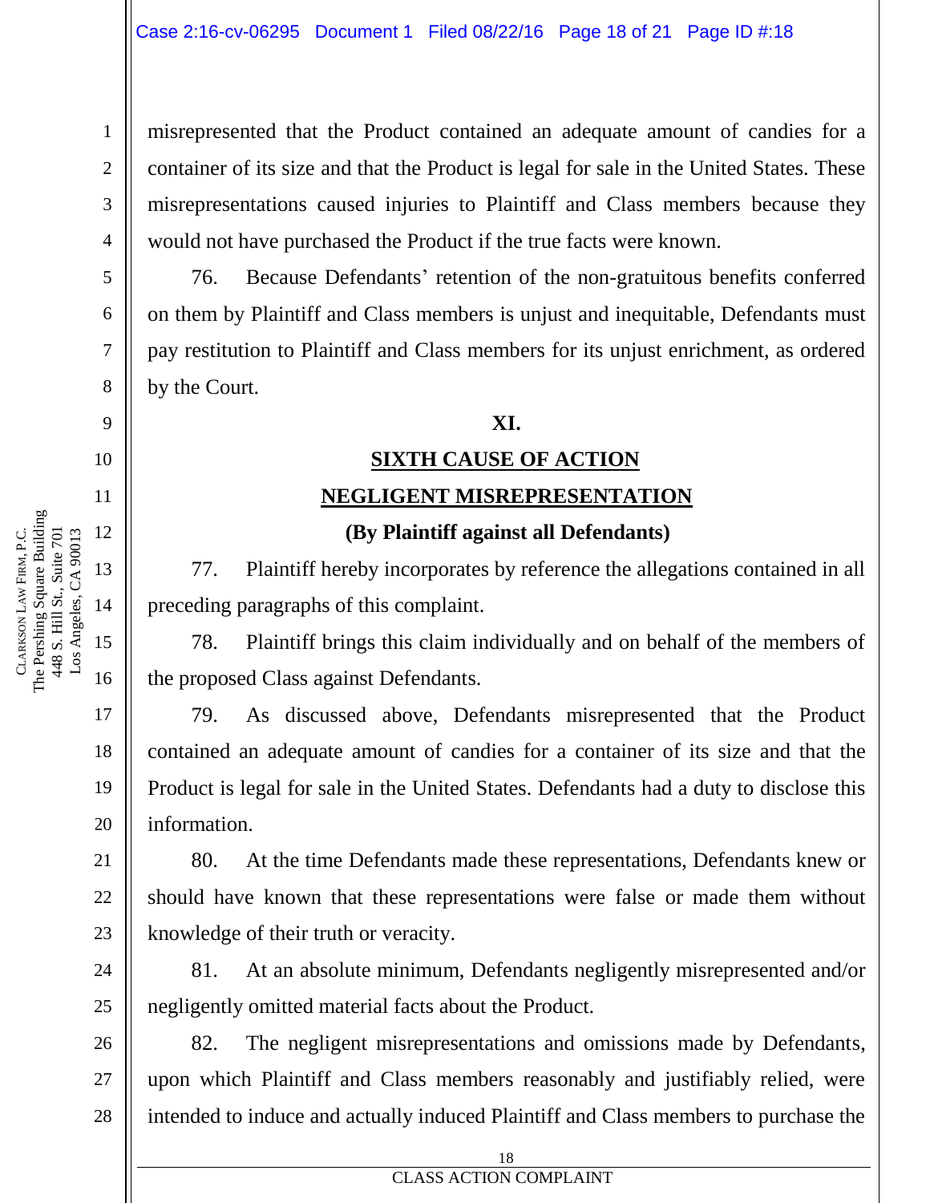misrepresented that the Product contained an adequate amount of candies for a container of its size and that the Product is legal for sale in the United States. These misrepresentations caused injuries to Plaintiff and Class members because they would not have purchased the Product if the true facts were known.

76. Because Defendants' retention of the non-gratuitous benefits conferred on them by Plaintiff and Class members is unjust and inequitable, Defendants must pay restitution to Plaintiff and Class members for its unjust enrichment, as ordered by the Court.

**XI.**

**SIXTH CAUSE OF ACTION**

**NEGLIGENT MISREPRESENTATION**

**(By Plaintiff against all Defendants)**

77. Plaintiff hereby incorporates by reference the allegations contained in all preceding paragraphs of this complaint.

78. Plaintiff brings this claim individually and on behalf of the members of the proposed Class against Defendants.

79. As discussed above, Defendants misrepresented that the Product contained an adequate amount of candies for a container of its size and that the Product is legal for sale in the United States. Defendants had a duty to disclose this information.

80. At the time Defendants made these representations, Defendants knew or should have known that these representations were false or made them without knowledge of their truth or veracity.

81. At an absolute minimum, Defendants negligently misrepresented and/or negligently omitted material facts about the Product.

82. The negligent misrepresentations and omissions made by Defendants, upon which Plaintiff and Class members reasonably and justifiably relied, were intended to induce and actually induced Plaintiff and Class members to purchase the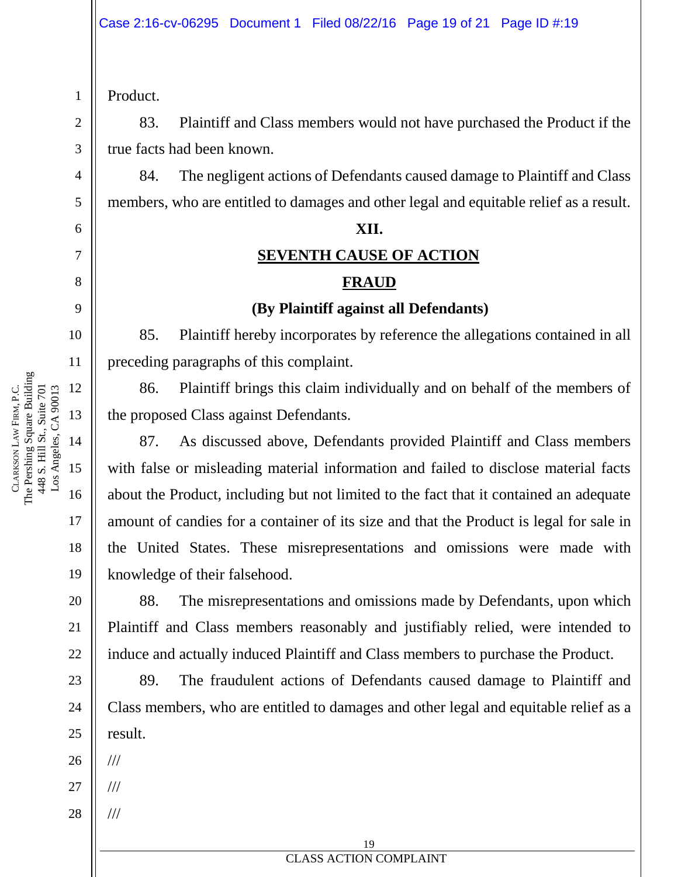Product.

83. Plaintiff and Class members would not have purchased the Product if the true facts had been known.

84. The negligent actions of Defendants caused damage to Plaintiff and Class members, who are entitled to damages and other legal and equitable relief as a result.

## XII.

## SEVENTH CAUSE OF ACTION

## FRAUD

**(By Plaintiff against all Defendants)**

85. Plaintiff hereby incorporates by reference the allegations contained in all preceding paragraphs of this complaint.

86. Plaintiff brings this claim individually and on behalf of the members of the proposed Class against Defendants.

87. As discussed above, Defendants provided Plaintiff and Class members with false or misleading material information and failed to disclose material facts about the Product, including but not limited to the fact that it contained an adequate amount of candies for a container of its size and that the Product is legal for sale in the United States. These misrepresentations and omissions were made with knowledge of their falsehood.

88. The misrepresentations and omissions made by Defendants, upon which Plaintiff and Class members reasonably and justifiably relied, were intended to induce and actually induced Plaintiff and Class members to purchase the Product.

89. The fraudulent actions of Defendants caused damage to Plaintiff and Class members, who are entitled to damages and other legal and equitable relief as a result.

///

///

///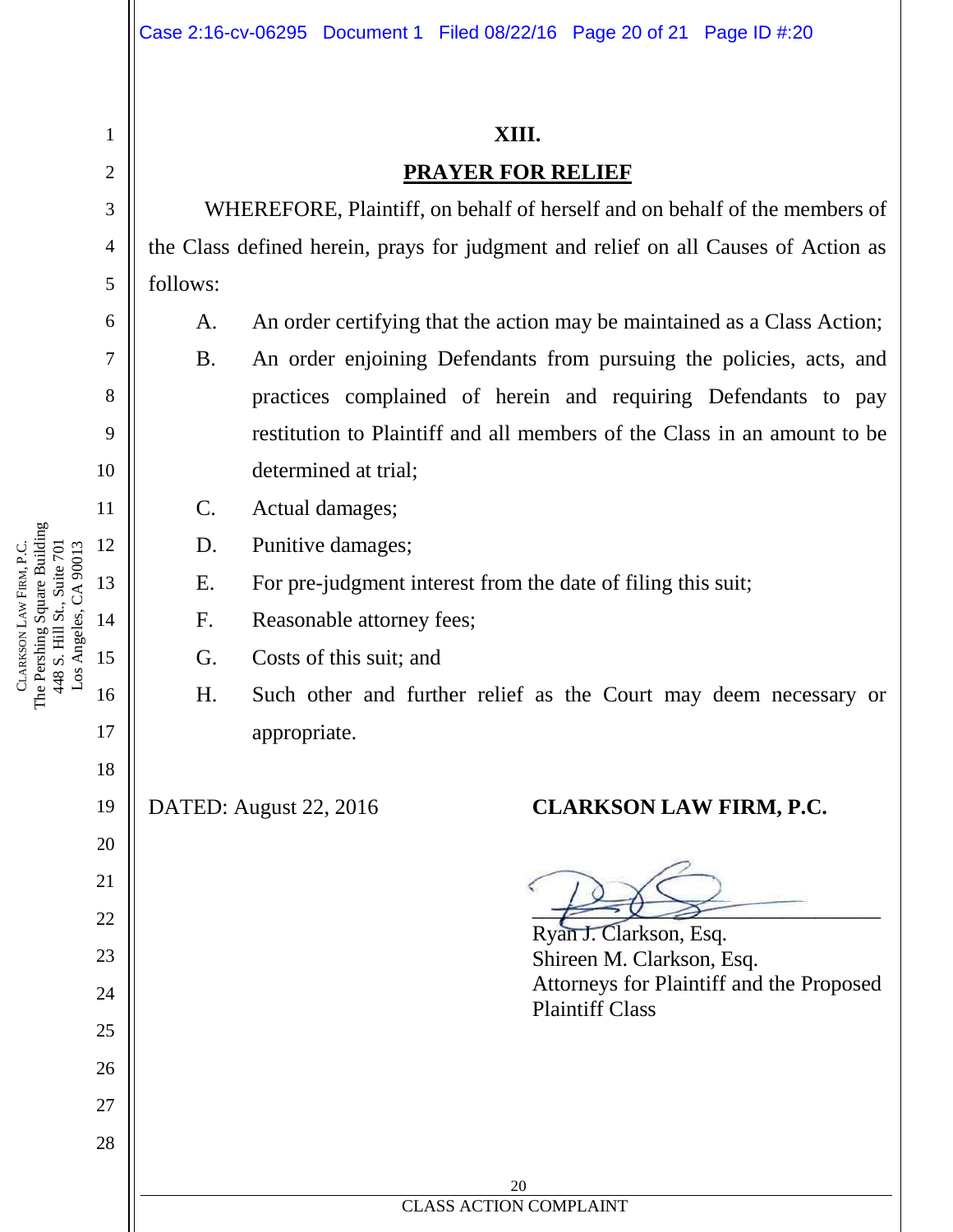## XIII.

## PRAYER FOR RELIEF

WHEREFORE, Plaintiff, on behalf of herself and on behalf of the members of the Class defined herein, prays for judgment and relief on all Causes of Action as follows:

A. An order certifying that the action may be maintained as a Class Action;

B. An order enjoining Defendants from pursuing the policies, acts, and practices complained of herein and requiring Defendants to pay restitution to Plaintiff and all members of the Class in an amount to be determined at trial;

C. Actual damages;

D. Punitive damages;

E. For pre-judgment interest from the date of filing this suit;

F. Reasonable attorney fees;

G. Costs of this suit; and

H. Such other and further relief as the Court may deem necessary or appropriate.

DATED: August 22, 2016

**CLARKSON LAW FIRM, P.C.**

Ryan J. Clarkson, Esq.
Shireen M. Clarkson, Esq.
Attorneys for Plaintiff and the Proposed Plaintiff Class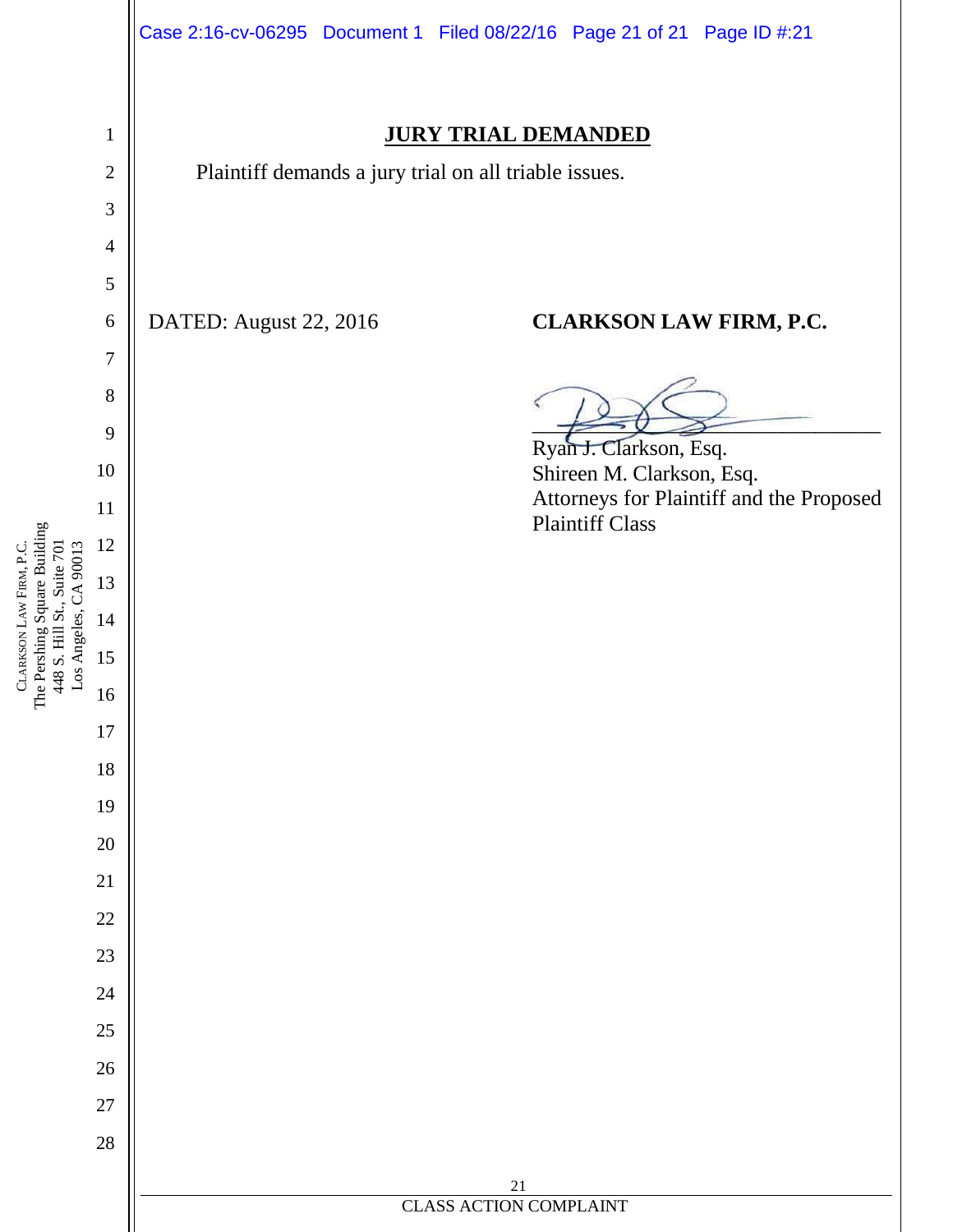**JURY TRIAL DEMANDED**

Plaintiff demands a jury trial on all triable issues.

DATED: August 22, 2016

**CLARKSON LAW FIRM, P.C.**

______________________________

Ryan J. Clarkson, Esq.
Shireen M. Clarkson, Esq.
Attorneys for Plaintiff and the Proposed Plaintiff Class